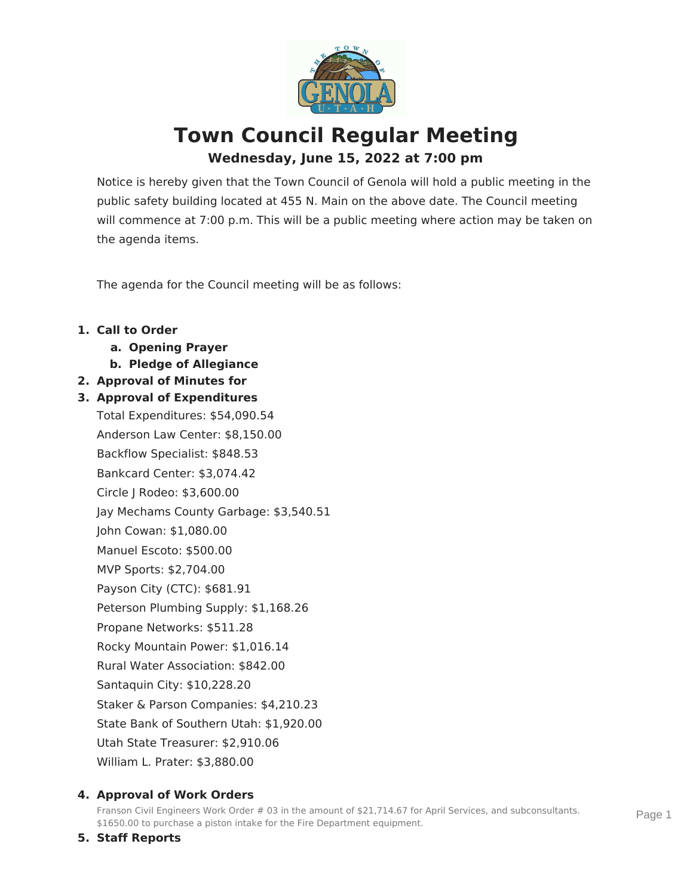# Town Council Regular Meeting

## Wednesday, June 15, 2022 at 7:00 pm

Notice is hereby given that the Town Council of Genola will hold a public meeting in the public safety building located at 455 N. Main on the above date. The Council meeting will commence at 7:00 p.m. This will be a public meeting where action may be taken on the agenda items.

The agenda for the Council meeting will be as follows:

1. **Call to Order**
   a. **Opening Prayer**
   b. **Pledge of Allegiance**
2. **Approval of Minutes for**
3. **Approval of Expenditures**

   Total Expenditures: $54,090.54
   Anderson Law Center: $8,150.00
   Backflow Specialist: $848.53
   Bankcard Center: $3,074.42
   Circle J Rodeo: $3,600.00
   Jay Mechams County Garbage: $3,540.51
   John Cowan: $1,080.00
   Manuel Escoto: $500.00
   MVP Sports: $2,704.00
   Payson City (CTC): $681.91
   Peterson Plumbing Supply: $1,168.26
   Propane Networks: $511.28
   Rocky Mountain Power: $1,016.14
   Rural Water Association: $842.00
   Santaquin City: $10,228.20
   Staker & Parson Companies: $4,210.23
   State Bank of Southern Utah: $1,920.00
   Utah State Treasurer: $2,910.06
   William L. Prater: $3,880.00

4. **Approval of Work Orders**

   Franson Civil Engineers Work Order # 03 in the amount of $21,714.67 for April Services, and subconsultants.
   $1650.00 to purchase a piston intake for the Fire Department equipment.

5. **Staff Reports**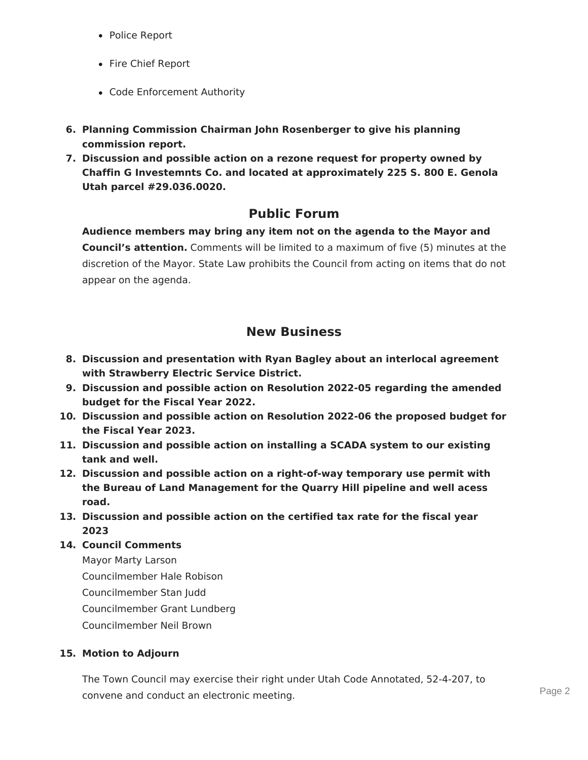- Police Report
- Fire Chief Report
- Code Enforcement Authority

6. **Planning Commission Chairman John Rosenberger to give his planning commission report.**
7. **Discussion and possible action on a rezone request for property owned by Chaffin G Investemnts Co. and located at approximately 225 S. 800 E. Genola Utah parcel #29.036.0020.**

## Public Forum

**Audience members may bring any item not on the agenda to the Mayor and Council's attention.** Comments will be limited to a maximum of five (5) minutes at the discretion of the Mayor. State Law prohibits the Council from acting on items that do not appear on the agenda.

## New Business

8. **Discussion and presentation with Ryan Bagley about an interlocal agreement with Strawberry Electric Service District.**
9. **Discussion and possible action on Resolution 2022-05 regarding the amended budget for the Fiscal Year 2022.**
10. **Discussion and possible action on Resolution 2022-06 the proposed budget for the Fiscal Year 2023.**
11. **Discussion and possible action on installing a SCADA system to our existing tank and well.**
12. **Discussion and possible action on a right-of-way temporary use permit with the Bureau of Land Management for the Quarry Hill pipeline and well acess road.**
13. **Discussion and possible action on the certified tax rate for the fiscal year 2023**
14. **Council Comments**

    Mayor Marty Larson

    Councilmember Hale Robison

    Councilmember Stan Judd

    Councilmember Grant Lundberg

    Councilmember Neil Brown

15. **Motion to Adjourn**

    The Town Council may exercise their right under Utah Code Annotated, 52-4-207, to convene and conduct an electronic meeting.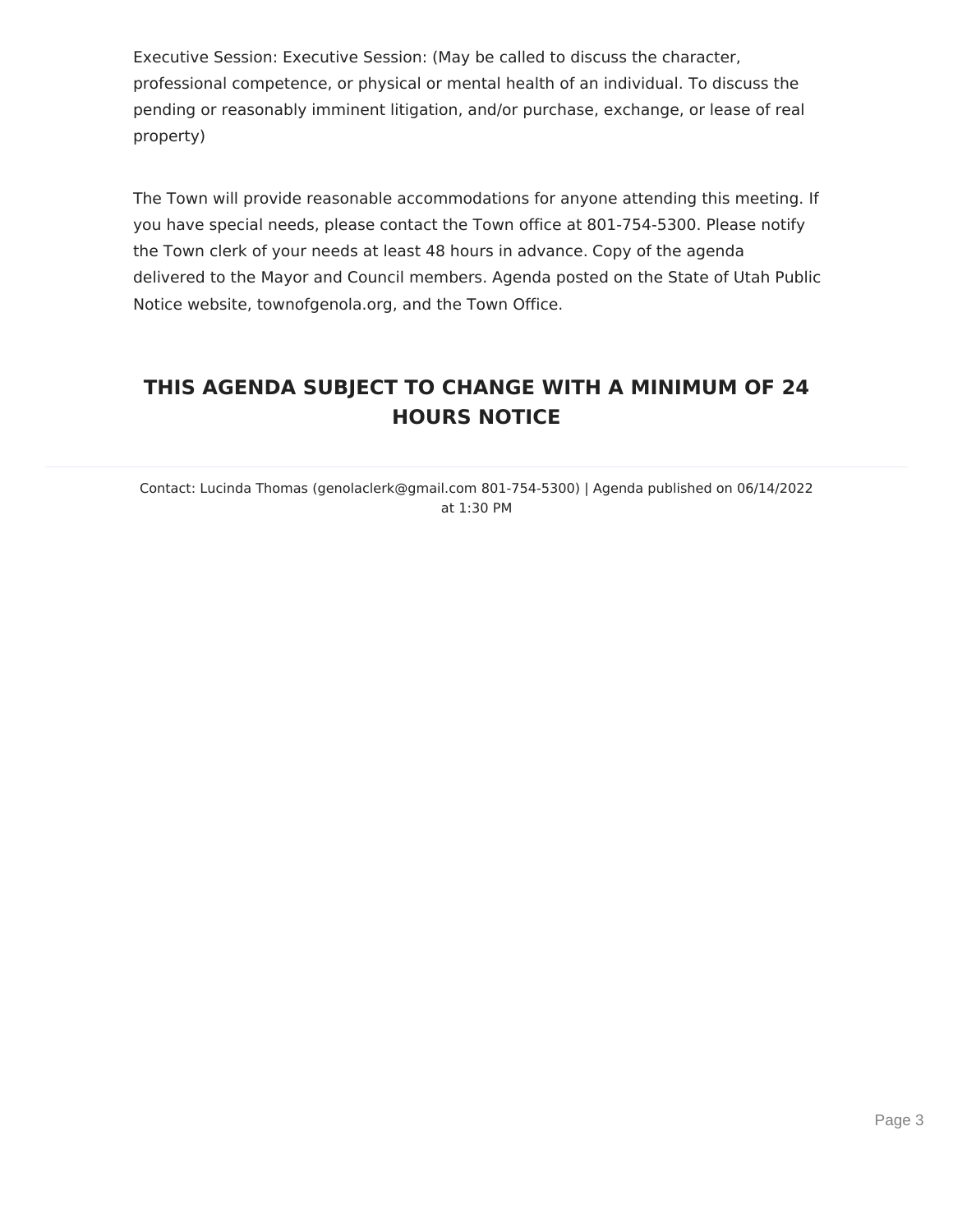Executive Session: Executive Session: (May be called to discuss the character, professional competence, or physical or mental health of an individual. To discuss the pending or reasonably imminent litigation, and/or purchase, exchange, or lease of real property)

The Town will provide reasonable accommodations for anyone attending this meeting. If you have special needs, please contact the Town office at 801-754-5300. Please notify the Town clerk of your needs at least 48 hours in advance. Copy of the agenda delivered to the Mayor and Council members. Agenda posted on the State of Utah Public Notice website, townofgenola.org, and the Town Office.

## THIS AGENDA SUBJECT TO CHANGE WITH A MINIMUM OF 24 HOURS NOTICE

---

Contact: Lucinda Thomas (genolaclerk@gmail.com 801-754-5300) | Agenda published on 06/14/2022 at 1:30 PM